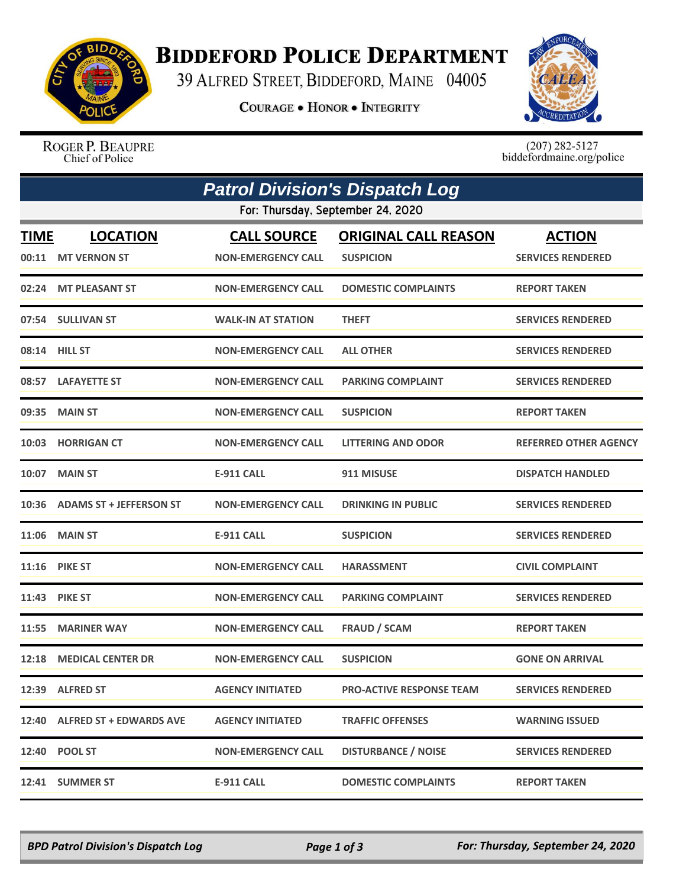# Biddeford Police Department

39 Alfred Street, Biddeford, Maine 04005

**Courage • Honor • Integrity**

Roger P. Beaupre
Chief of Police

(207) 282-5127
biddefordmaine.org/police

## *Patrol Division's Dispatch Log*

For: Thursday, September 24, 2020

| TIME | LOCATION | CALL SOURCE | ORIGINAL CALL REASON | ACTION |
|---|---|---|---|---|
| 00:11 | MT VERNON ST | NON-EMERGENCY CALL | SUSPICION | SERVICES RENDERED |
| 02:24 | MT PLEASANT ST | NON-EMERGENCY CALL | DOMESTIC COMPLAINTS | REPORT TAKEN |
| 07:54 | SULLIVAN ST | WALK-IN AT STATION | THEFT | SERVICES RENDERED |
| 08:14 | HILL ST | NON-EMERGENCY CALL | ALL OTHER | SERVICES RENDERED |
| 08:57 | LAFAYETTE ST | NON-EMERGENCY CALL | PARKING COMPLAINT | SERVICES RENDERED |
| 09:35 | MAIN ST | NON-EMERGENCY CALL | SUSPICION | REPORT TAKEN |
| 10:03 | HORRIGAN CT | NON-EMERGENCY CALL | LITTERING AND ODOR | REFERRED OTHER AGENCY |
| 10:07 | MAIN ST | E-911 CALL | 911 MISUSE | DISPATCH HANDLED |
| 10:36 | ADAMS ST + JEFFERSON ST | NON-EMERGENCY CALL | DRINKING IN PUBLIC | SERVICES RENDERED |
| 11:06 | MAIN ST | E-911 CALL | SUSPICION | SERVICES RENDERED |
| 11:16 | PIKE ST | NON-EMERGENCY CALL | HARASSMENT | CIVIL COMPLAINT |
| 11:43 | PIKE ST | NON-EMERGENCY CALL | PARKING COMPLAINT | SERVICES RENDERED |
| 11:55 | MARINER WAY | NON-EMERGENCY CALL | FRAUD / SCAM | REPORT TAKEN |
| 12:18 | MEDICAL CENTER DR | NON-EMERGENCY CALL | SUSPICION | GONE ON ARRIVAL |
| 12:39 | ALFRED ST | AGENCY INITIATED | PRO-ACTIVE RESPONSE TEAM | SERVICES RENDERED |
| 12:40 | ALFRED ST + EDWARDS AVE | AGENCY INITIATED | TRAFFIC OFFENSES | WARNING ISSUED |
| 12:40 | POOL ST | NON-EMERGENCY CALL | DISTURBANCE / NOISE | SERVICES RENDERED |
| 12:41 | SUMMER ST | E-911 CALL | DOMESTIC COMPLAINTS | REPORT TAKEN |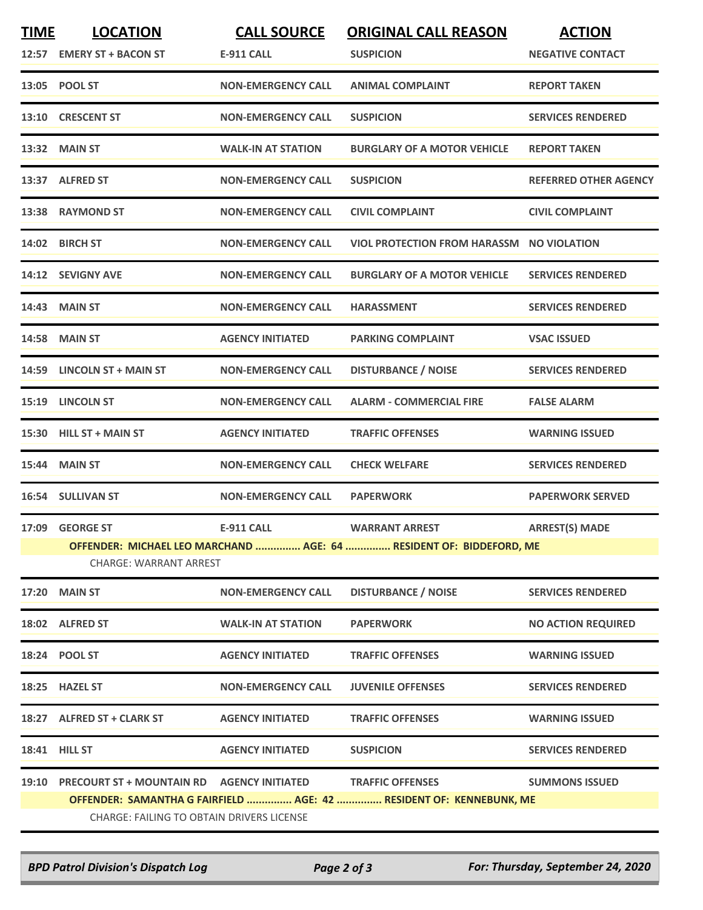| TIME | LOCATION | CALL SOURCE | ORIGINAL CALL REASON | ACTION |
|---|---|---|---|---|
| 12:57 | EMERY ST + BACON ST | E-911 CALL | SUSPICION | NEGATIVE CONTACT |
| 13:05 | POOL ST | NON-EMERGENCY CALL | ANIMAL COMPLAINT | REPORT TAKEN |
| 13:10 | CRESCENT ST | NON-EMERGENCY CALL | SUSPICION | SERVICES RENDERED |
| 13:32 | MAIN ST | WALK-IN AT STATION | BURGLARY OF A MOTOR VEHICLE | REPORT TAKEN |
| 13:37 | ALFRED ST | NON-EMERGENCY CALL | SUSPICION | REFERRED OTHER AGENCY |
| 13:38 | RAYMOND ST | NON-EMERGENCY CALL | CIVIL COMPLAINT | CIVIL COMPLAINT |
| 14:02 | BIRCH ST | NON-EMERGENCY CALL | VIOL PROTECTION FROM HARASSM | NO VIOLATION |
| 14:12 | SEVIGNY AVE | NON-EMERGENCY CALL | BURGLARY OF A MOTOR VEHICLE | SERVICES RENDERED |
| 14:43 | MAIN ST | NON-EMERGENCY CALL | HARASSMENT | SERVICES RENDERED |
| 14:58 | MAIN ST | AGENCY INITIATED | PARKING COMPLAINT | VSAC ISSUED |
| 14:59 | LINCOLN ST + MAIN ST | NON-EMERGENCY CALL | DISTURBANCE / NOISE | SERVICES RENDERED |
| 15:19 | LINCOLN ST | NON-EMERGENCY CALL | ALARM - COMMERCIAL FIRE | FALSE ALARM |
| 15:30 | HILL ST + MAIN ST | AGENCY INITIATED | TRAFFIC OFFENSES | WARNING ISSUED |
| 15:44 | MAIN ST | NON-EMERGENCY CALL | CHECK WELFARE | SERVICES RENDERED |
| 16:54 | SULLIVAN ST | NON-EMERGENCY CALL | PAPERWORK | PAPERWORK SERVED |
| 17:09 | GEORGE ST | E-911 CALL | WARRANT ARREST | ARREST(S) MADE |
| | OFFENDER: MICHAEL LEO MARCHAND ............... AGE: 64 ............... RESIDENT OF: BIDDEFORD, ME | | | |
| | CHARGE: WARRANT ARREST | | | |
| 17:20 | MAIN ST | NON-EMERGENCY CALL | DISTURBANCE / NOISE | SERVICES RENDERED |
| 18:02 | ALFRED ST | WALK-IN AT STATION | PAPERWORK | NO ACTION REQUIRED |
| 18:24 | POOL ST | AGENCY INITIATED | TRAFFIC OFFENSES | WARNING ISSUED |
| 18:25 | HAZEL ST | NON-EMERGENCY CALL | JUVENILE OFFENSES | SERVICES RENDERED |
| 18:27 | ALFRED ST + CLARK ST | AGENCY INITIATED | TRAFFIC OFFENSES | WARNING ISSUED |
| 18:41 | HILL ST | AGENCY INITIATED | SUSPICION | SERVICES RENDERED |
| 19:10 | PRECOURT ST + MOUNTAIN RD | AGENCY INITIATED | TRAFFIC OFFENSES | SUMMONS ISSUED |
| | OFFENDER: SAMANTHA G FAIRFIELD ............... AGE: 42 ............... RESIDENT OF: KENNEBUNK, ME | | | |
| | CHARGE: FAILING TO OBTAIN DRIVERS LICENSE | | | |

*BPD Patrol Division's Dispatch Log* — *For: Thursday, September 24, 2020*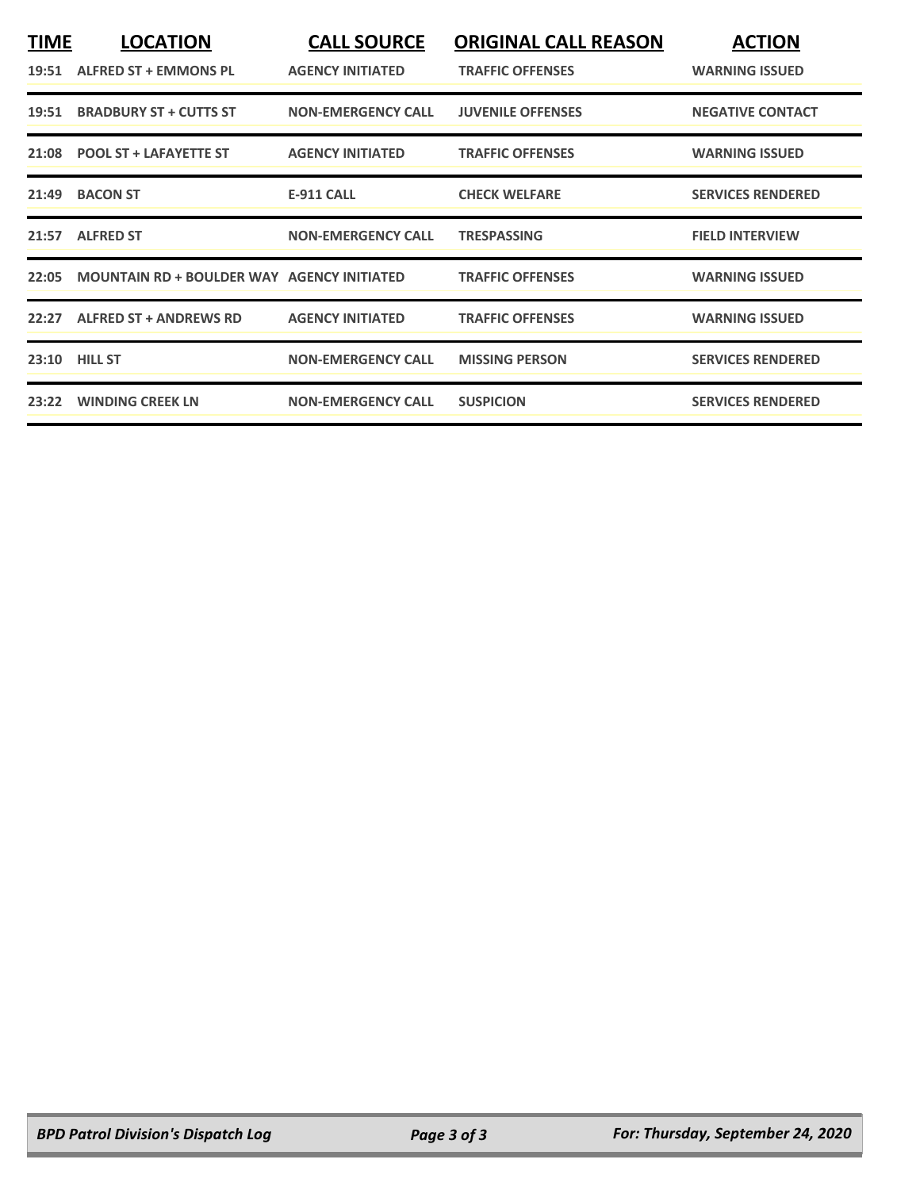| TIME | LOCATION | CALL SOURCE | ORIGINAL CALL REASON | ACTION |
|---|---|---|---|---|
| 19:51 | ALFRED ST + EMMONS PL | AGENCY INITIATED | TRAFFIC OFFENSES | WARNING ISSUED |
| 19:51 | BRADBURY ST + CUTTS ST | NON-EMERGENCY CALL | JUVENILE OFFENSES | NEGATIVE CONTACT |
| 21:08 | POOL ST + LAFAYETTE ST | AGENCY INITIATED | TRAFFIC OFFENSES | WARNING ISSUED |
| 21:49 | BACON ST | E-911 CALL | CHECK WELFARE | SERVICES RENDERED |
| 21:57 | ALFRED ST | NON-EMERGENCY CALL | TRESPASSING | FIELD INTERVIEW |
| 22:05 | MOUNTAIN RD + BOULDER WAY | AGENCY INITIATED | TRAFFIC OFFENSES | WARNING ISSUED |
| 22:27 | ALFRED ST + ANDREWS RD | AGENCY INITIATED | TRAFFIC OFFENSES | WARNING ISSUED |
| 23:10 | HILL ST | NON-EMERGENCY CALL | MISSING PERSON | SERVICES RENDERED |
| 23:22 | WINDING CREEK LN | NON-EMERGENCY CALL | SUSPICION | SERVICES RENDERED |

*BPD Patrol Division's Dispatch Log*

*For: Thursday, September 24, 2020*